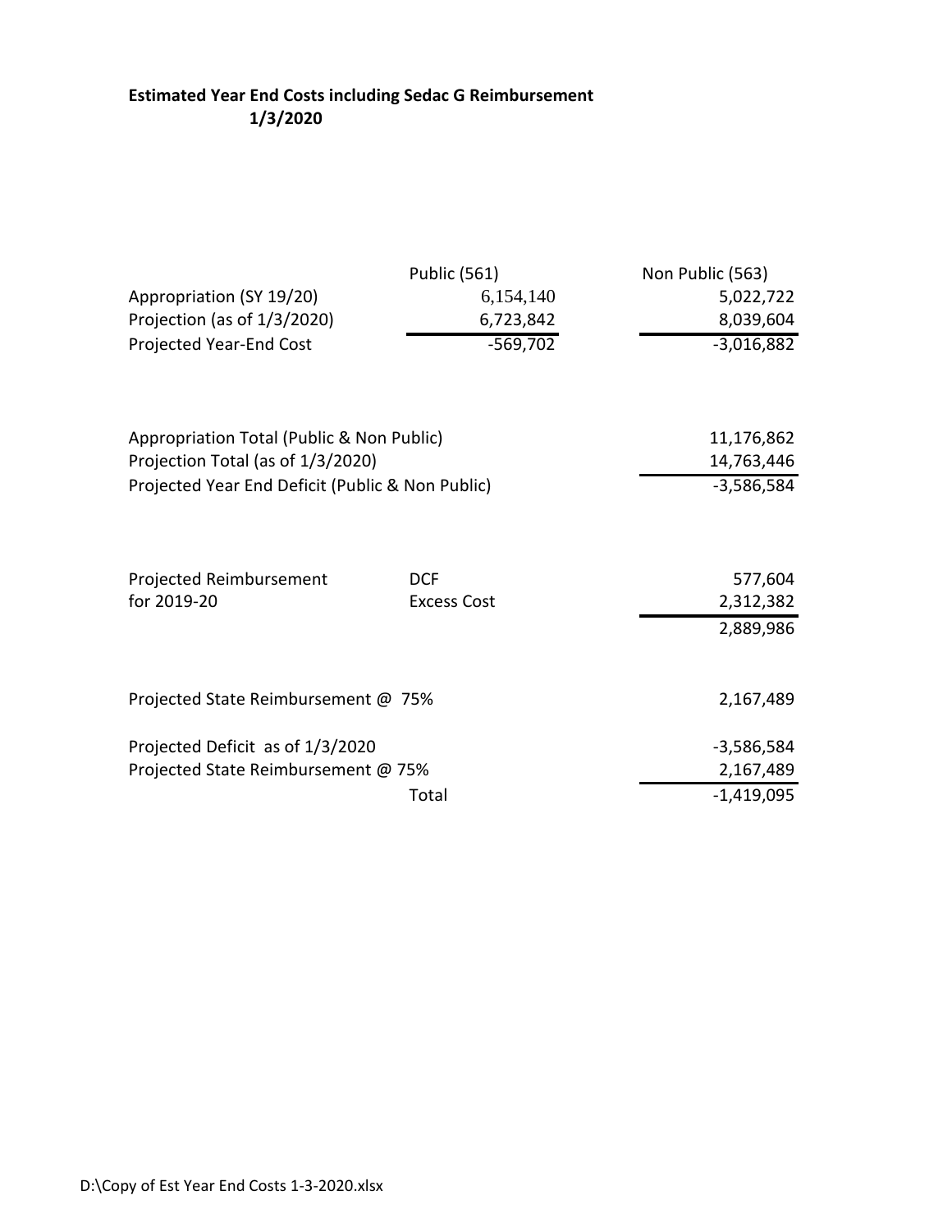**Estimated Year End Costs including Sedac G Reimbursement**
**1/3/2020**

| | Public (561) | Non Public (563) |
|---|---|---|
| Appropriation (SY 19/20) | 6,154,140 | 5,022,722 |
| Projection (as of 1/3/2020) | 6,723,842 | 8,039,604 |
| Projected Year-End Cost | -569,702 | -3,016,882 |

| | |
|---|---|
| Appropriation Total (Public & Non Public) | 11,176,862 |
| Projection Total (as of 1/3/2020) | 14,763,446 |
| Projected Year End Deficit (Public & Non Public) | -3,586,584 |

| | | |
|---|---|---|
| Projected Reimbursement | DCF | 577,604 |
| for 2019-20 | Excess Cost | 2,312,382 |
| | | 2,889,986 |

| | | |
|---|---|---|
| Projected State Reimbursement @ 75% | | 2,167,489 |
| Projected Deficit as of 1/3/2020 | | -3,586,584 |
| Projected State Reimbursement @ 75% | | 2,167,489 |
| | Total | -1,419,095 |

D:\Copy of Est Year End Costs 1-3-2020.xlsx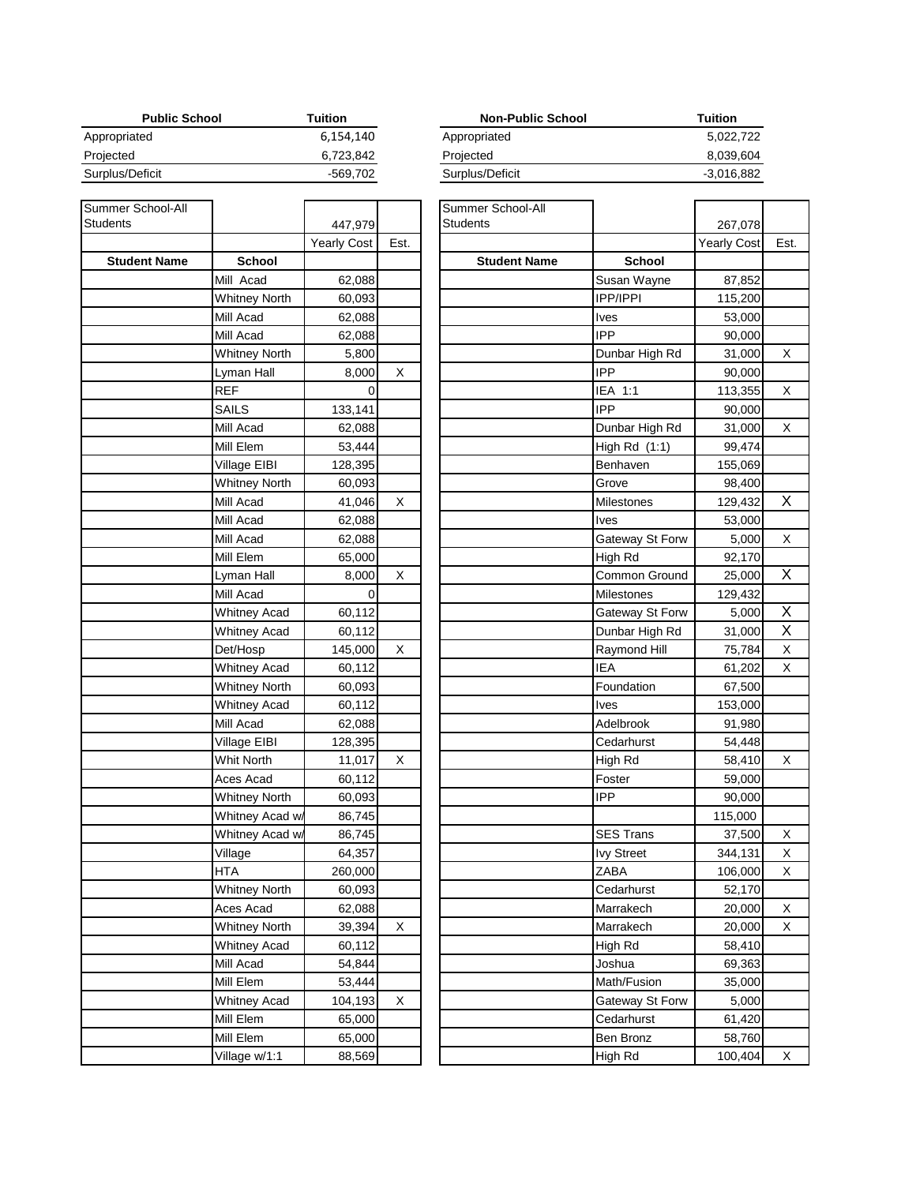| Public School | Tuition |
|---|---|
| Appropriated | 6,154,140 |
| Projected | 6,723,842 |
| Surplus/Deficit | -569,702 |

| Non-Public School | Tuition |
|---|---|
| Appropriated | 5,022,722 |
| Projected | 8,039,604 |
| Surplus/Deficit | -3,016,882 |

| Summer School-All Students | | 447,979 | |
|---|---|---|---|
| | | Yearly Cost | Est. |
| **Student Name** | **School** | | |
| | Mill Acad | 62,088 | |
| | Whitney North | 60,093 | |
| | Mill Acad | 62,088 | |
| | Mill Acad | 62,088 | |
| | Whitney North | 5,800 | |
| | Lyman Hall | 8,000 | X |
| | REF | 0 | |
| | SAILS | 133,141 | |
| | Mill Acad | 62,088 | |
| | Mill Elem | 53,444 | |
| | Village EIBI | 128,395 | |
| | Whitney North | 60,093 | |
| | Mill Acad | 41,046 | X |
| | Mill Acad | 62,088 | |
| | Mill Acad | 62,088 | |
| | Mill Elem | 65,000 | |
| | Lyman Hall | 8,000 | X |
| | Mill Acad | 0 | |
| | Whitney Acad | 60,112 | |
| | Whitney Acad | 60,112 | |
| | Det/Hosp | 145,000 | X |
| | Whitney Acad | 60,112 | |
| | Whitney North | 60,093 | |
| | Whitney Acad | 60,112 | |
| | Mill Acad | 62,088 | |
| | Village EIBI | 128,395 | |
| | Whit North | 11,017 | X |
| | Aces Acad | 60,112 | |
| | Whitney North | 60,093 | |
| | Whitney Acad w/ | 86,745 | |
| | Whitney Acad w/ | 86,745 | |
| | Village | 64,357 | |
| | HTA | 260,000 | |
| | Whitney North | 60,093 | |
| | Aces Acad | 62,088 | |
| | Whitney North | 39,394 | X |
| | Whitney Acad | 60,112 | |
| | Mill Acad | 54,844 | |
| | Mill Elem | 53,444 | |
| | Whitney Acad | 104,193 | X |
| | Mill Elem | 65,000 | |
| | Mill Elem | 65,000 | |
| | Village w/1:1 | 88,569 | |

| Summer School-All Students | | 267,078 | |
|---|---|---|---|
| | | Yearly Cost | Est. |
| **Student Name** | **School** | | |
| | Susan Wayne | 87,852 | |
| | IPP/IPPI | 115,200 | |
| | Ives | 53,000 | |
| | IPP | 90,000 | |
| | Dunbar High Rd | 31,000 | X |
| | IPP | 90,000 | |
| | IEA 1:1 | 113,355 | X |
| | IPP | 90,000 | |
| | Dunbar High Rd | 31,000 | X |
| | High Rd (1:1) | 99,474 | |
| | Benhaven | 155,069 | |
| | Grove | 98,400 | |
| | Milestones | 129,432 | X |
| | Ives | 53,000 | |
| | Gateway St Forw | 5,000 | X |
| | High Rd | 92,170 | |
| | Common Ground | 25,000 | X |
| | Milestones | 129,432 | |
| | Gateway St Forw | 5,000 | X |
| | Dunbar High Rd | 31,000 | X |
| | Raymond Hill | 75,784 | X |
| | IEA | 61,202 | X |
| | Foundation | 67,500 | |
| | Ives | 153,000 | |
| | Adelbrook | 91,980 | |
| | Cedarhurst | 54,448 | |
| | High Rd | 58,410 | X |
| | Foster | 59,000 | |
| | IPP | 90,000 | |
| | | 115,000 | |
| | SES Trans | 37,500 | X |
| | Ivy Street | 344,131 | X |
| | ZABA | 106,000 | X |
| | Cedarhurst | 52,170 | |
| | Marrakech | 20,000 | X |
| | Marrakech | 20,000 | X |
| | High Rd | 58,410 | |
| | Joshua | 69,363 | |
| | Math/Fusion | 35,000 | |
| | Gateway St Forw | 5,000 | |
| | Cedarhurst | 61,420 | |
| | Ben Bronz | 58,760 | |
| | High Rd | 100,404 | X |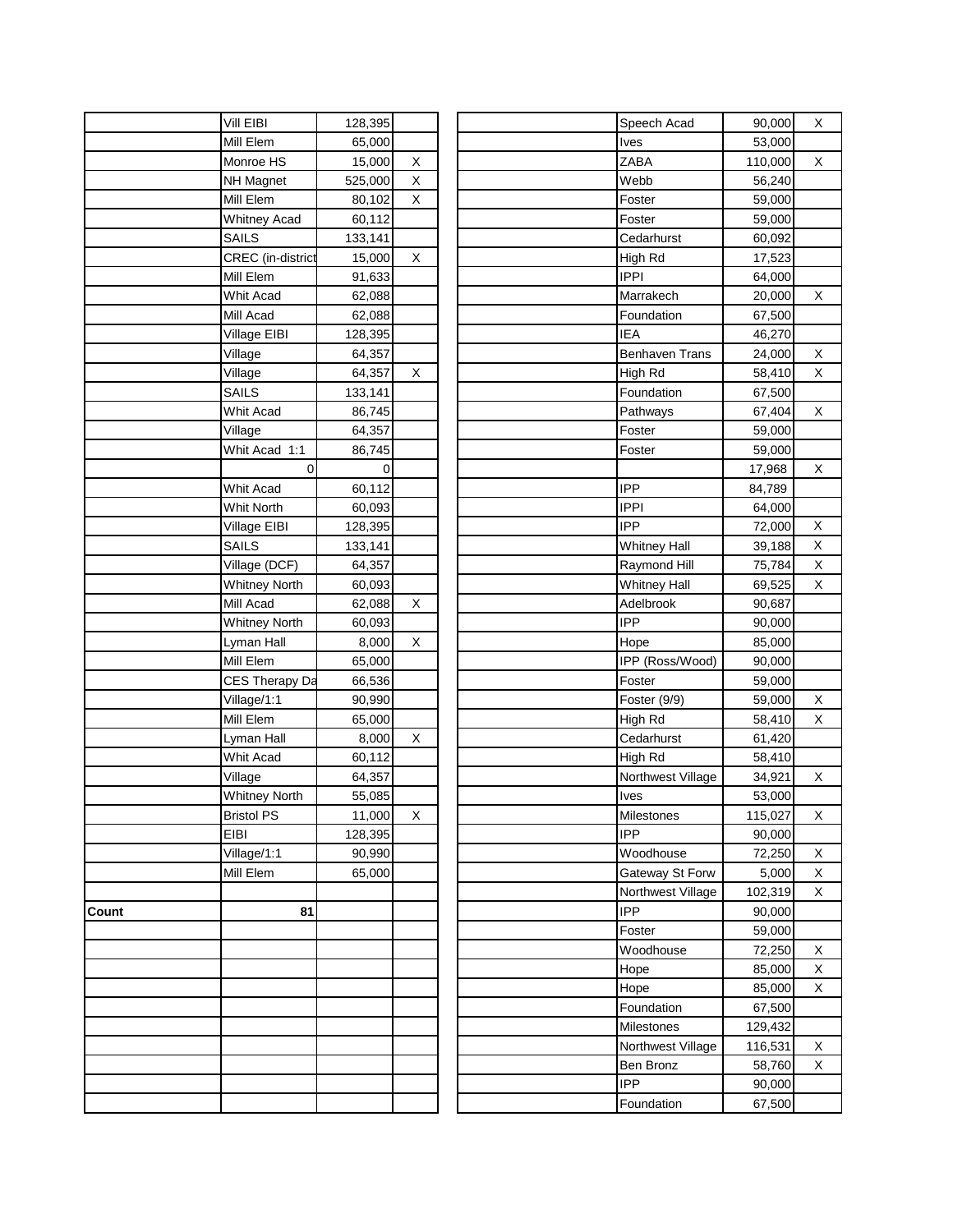| | | | |
|---|---|---|---|
| | Vill EIBI | 128,395 | |
| | Mill Elem | 65,000 | |
| | Monroe HS | 15,000 | X |
| | NH Magnet | 525,000 | X |
| | Mill Elem | 80,102 | X |
| | Whitney Acad | 60,112 | |
| | SAILS | 133,141 | |
| | CREC (in-district | 15,000 | X |
| | Mill Elem | 91,633 | |
| | Whit Acad | 62,088 | |
| | Mill Acad | 62,088 | |
| | Village EIBI | 128,395 | |
| | Village | 64,357 | |
| | Village | 64,357 | X |
| | SAILS | 133,141 | |
| | Whit Acad | 86,745 | |
| | Village | 64,357 | |
| | Whit Acad 1:1 | 86,745 | |
| | 0 | 0 | |
| | Whit Acad | 60,112 | |
| | Whit North | 60,093 | |
| | Village EIBI | 128,395 | |
| | SAILS | 133,141 | |
| | Village (DCF) | 64,357 | |
| | Whitney North | 60,093 | |
| | Mill Acad | 62,088 | X |
| | Whitney North | 60,093 | |
| | Lyman Hall | 8,000 | X |
| | Mill Elem | 65,000 | |
| | CES Therapy Da | 66,536 | |
| | Village/1:1 | 90,990 | |
| | Mill Elem | 65,000 | |
| | Lyman Hall | 8,000 | X |
| | Whit Acad | 60,112 | |
| | Village | 64,357 | |
| | Whitney North | 55,085 | |
| | Bristol PS | 11,000 | X |
| | EIBI | 128,395 | |
| | Village/1:1 | 90,990 | |
| | Mill Elem | 65,000 | |
| | | | |
| **Count** | **81** | | |

| | | | |
|---|---|---|---|
| | Speech Acad | 90,000 | X |
| | Ives | 53,000 | |
| | ZABA | 110,000 | X |
| | Webb | 56,240 | |
| | Foster | 59,000 | |
| | Foster | 59,000 | |
| | Cedarhurst | 60,092 | |
| | High Rd | 17,523 | |
| | IPPI | 64,000 | |
| | Marrakech | 20,000 | X |
| | Foundation | 67,500 | |
| | IEA | 46,270 | |
| | Benhaven Trans | 24,000 | X |
| | High Rd | 58,410 | X |
| | Foundation | 67,500 | |
| | Pathways | 67,404 | X |
| | Foster | 59,000 | |
| | Foster | 59,000 | |
| | | 17,968 | X |
| | IPP | 84,789 | |
| | IPPI | 64,000 | |
| | IPP | 72,000 | X |
| | Whitney Hall | 39,188 | X |
| | Raymond Hill | 75,784 | X |
| | Whitney Hall | 69,525 | X |
| | Adelbrook | 90,687 | |
| | IPP | 90,000 | |
| | Hope | 85,000 | |
| | IPP (Ross/Wood) | 90,000 | |
| | Foster | 59,000 | |
| | Foster (9/9) | 59,000 | X |
| | High Rd | 58,410 | X |
| | Cedarhurst | 61,420 | |
| | High Rd | 58,410 | |
| | Northwest Village | 34,921 | X |
| | Ives | 53,000 | |
| | Milestones | 115,027 | X |
| | IPP | 90,000 | |
| | Woodhouse | 72,250 | X |
| | Gateway St Forw | 5,000 | X |
| | Northwest Village | 102,319 | X |
| | IPP | 90,000 | |
| | Foster | 59,000 | |
| | Woodhouse | 72,250 | X |
| | Hope | 85,000 | X |
| | Hope | 85,000 | X |
| | Foundation | 67,500 | |
| | Milestones | 129,432 | |
| | Northwest Village | 116,531 | X |
| | Ben Bronz | 58,760 | X |
| | IPP | 90,000 | |
| | Foundation | 67,500 | |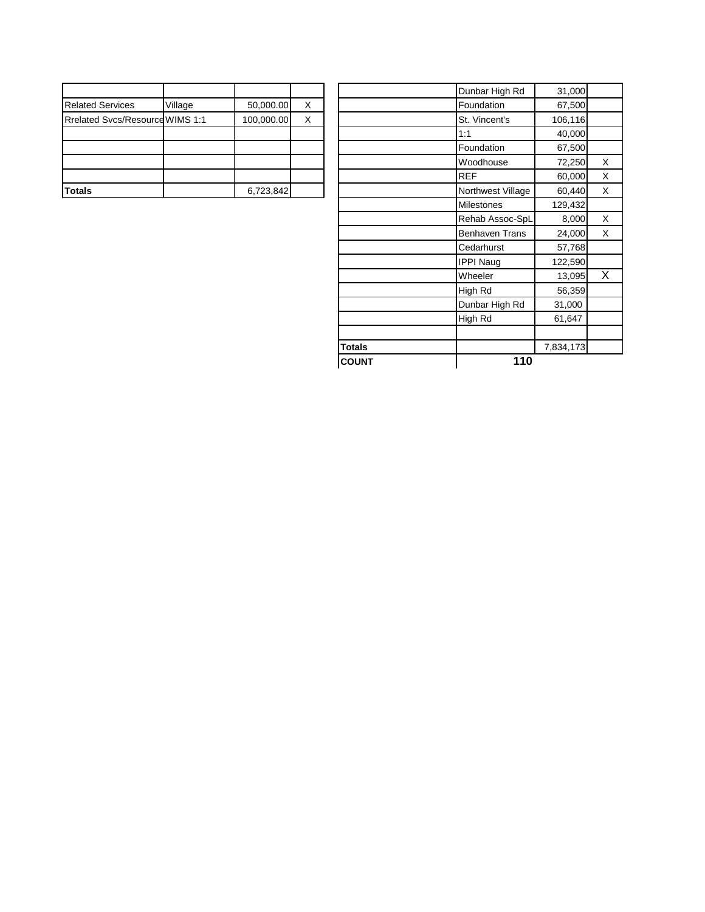| | | | |
|---|---|---|---|
| Related Services | Village | 50,000.00 | X |
| Rrelated Svcs/Resource | WIMS 1:1 | 100,000.00 | X |
| | | | |
| | | | |
| | | | |
| | | | |
| **Totals** | | 6,723,842 | |

| | | | |
|---|---|---|---|
| | Dunbar High Rd | 31,000 | |
| | Foundation | 67,500 | |
| | St. Vincent's | 106,116 | |
| | 1:1 | 40,000 | |
| | Foundation | 67,500 | |
| | Woodhouse | 72,250 | X |
| | REF | 60,000 | X |
| | Northwest Village | 60,440 | X |
| | Milestones | 129,432 | |
| | Rehab Assoc-SpL | 8,000 | X |
| | Benhaven Trans | 24,000 | X |
| | Cedarhurst | 57,768 | |
| | IPPI Naug | 122,590 | |
| | Wheeler | 13,095 | X |
| | High Rd | 56,359 | |
| | Dunbar High Rd | 31,000 | |
| | High Rd | 61,647 | |
| | | | |
| **Totals** | | 7,834,173 | |
| **COUNT** | **110** | | |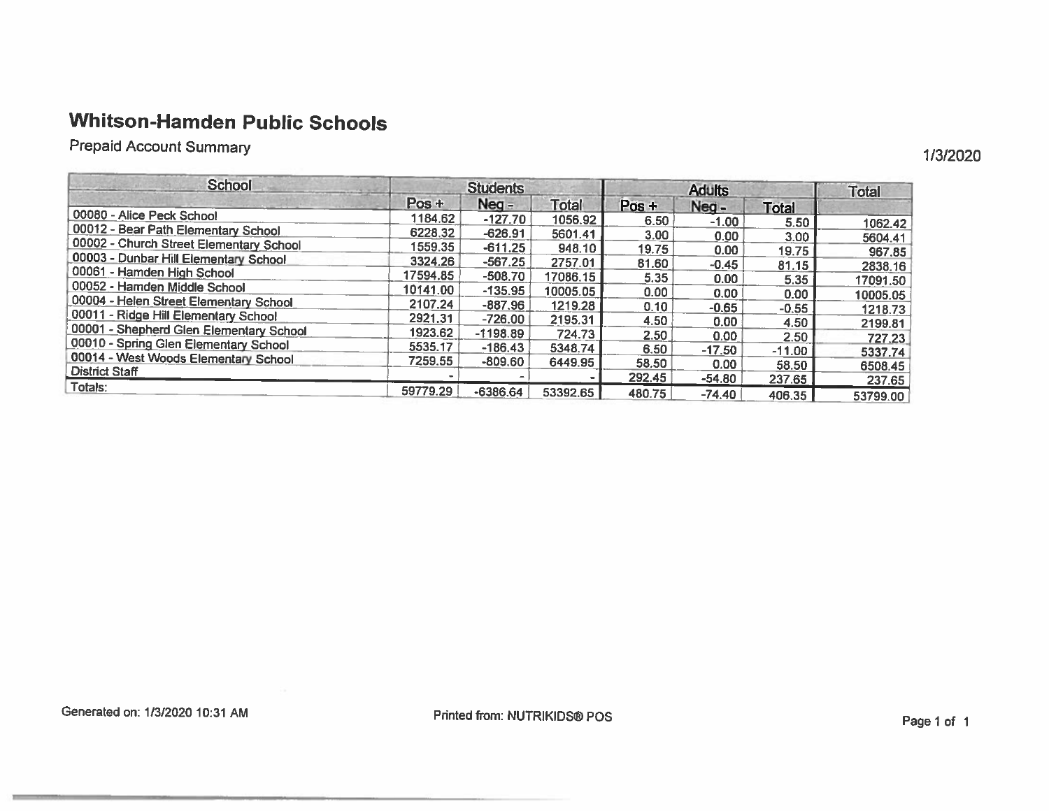# Whitson-Hamden Public Schools

Prepaid Account Summary

1/3/2020

| School | Students | | | Adults | | | Total |
|---|---|---|---|---|---|---|---|
| | Pos + | Neg - | Total | Pos + | Neg - | Total | |
| 00080 - Alice Peck School | 1184.62 | -127.70 | 1056.92 | 6.50 | -1.00 | 5.50 | 1062.42 |
| 00012 - Bear Path Elementary School | 6228.32 | -626.91 | 5601.41 | 3.00 | 0.00 | 3.00 | 5604.41 |
| 00002 - Church Street Elementary School | 1559.35 | -611.25 | 948.10 | 19.75 | 0.00 | 19.75 | 967.85 |
| 00003 - Dunbar Hill Elementary School | 3324.26 | -567.25 | 2757.01 | 81.60 | -0.45 | 81.15 | 2838.16 |
| 00061 - Hamden High School | 17594.85 | -508.70 | 17086.15 | 5.35 | 0.00 | 5.35 | 17091.50 |
| 00052 - Hamden Middle School | 10141.00 | -135.95 | 10005.05 | 0.00 | 0.00 | 0.00 | 10005.05 |
| 00004 - Helen Street Elementary School | 2107.24 | -887.96 | 1219.28 | 0.10 | -0.65 | -0.55 | 1218.73 |
| 00011 - Ridge Hill Elementary School | 2921.31 | -726.00 | 2195.31 | 4.50 | 0.00 | 4.50 | 2199.81 |
| 00001 - Shepherd Glen Elementary School | 1923.62 | -1198.89 | 724.73 | 2.50 | 0.00 | 2.50 | 727.23 |
| 00010 - Spring Glen Elementary School | 5535.17 | -186.43 | 5348.74 | 6.50 | -17.50 | -11.00 | 5337.74 |
| 00014 - West Woods Elementary School | 7259.55 | -809.60 | 6449.95 | 58.50 | 0.00 | 58.50 | 6508.45 |
| District Staff | - | - | - | 292.45 | -54.80 | 237.65 | 237.65 |
| Totals: | 59779.29 | -6386.64 | 53392.65 | 480.75 | -74.40 | 406.35 | 53799.00 |

Generated on: 1/3/2020 10:31 AM

Printed from: NUTRIKIDS® POS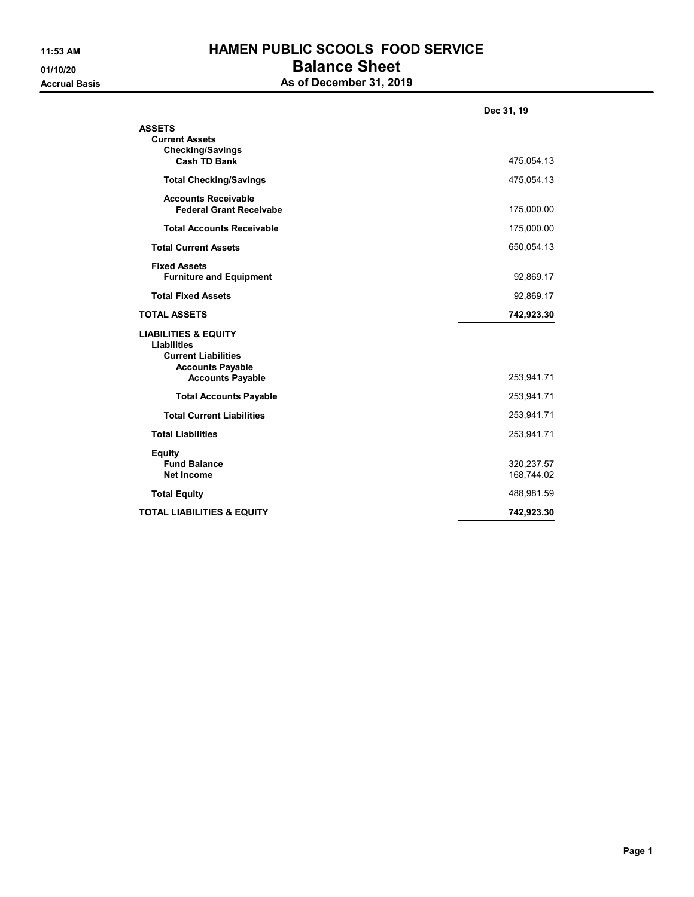11:53 AM
01/10/20
Accrual Basis

# HAMEN PUBLIC SCOOLS FOOD SERVICE
## Balance Sheet
### As of December 31, 2019

| | Dec 31, 19 |
|---|---|
| **ASSETS** | |
| **Current Assets** | |
| **Checking/Savings** | |
| **Cash TD Bank** | 475,054.13 |
| **Total Checking/Savings** | 475,054.13 |
| **Accounts Receivable** | |
| **Federal Grant Receivabe** | 175,000.00 |
| **Total Accounts Receivable** | 175,000.00 |
| **Total Current Assets** | 650,054.13 |
| **Fixed Assets** | |
| **Furniture and Equipment** | 92,869.17 |
| **Total Fixed Assets** | 92,869.17 |
| **TOTAL ASSETS** | **742,923.30** |
| **LIABILITIES & EQUITY** | |
| **Liabilities** | |
| **Current Liabilities** | |
| **Accounts Payable** | |
| **Accounts Payable** | 253,941.71 |
| **Total Accounts Payable** | 253,941.71 |
| **Total Current Liabilities** | 253,941.71 |
| **Total Liabilities** | 253,941.71 |
| **Equity** | |
| **Fund Balance** | 320,237.57 |
| **Net Income** | 168,744.02 |
| **Total Equity** | 488,981.59 |
| **TOTAL LIABILITIES & EQUITY** | **742,923.30** |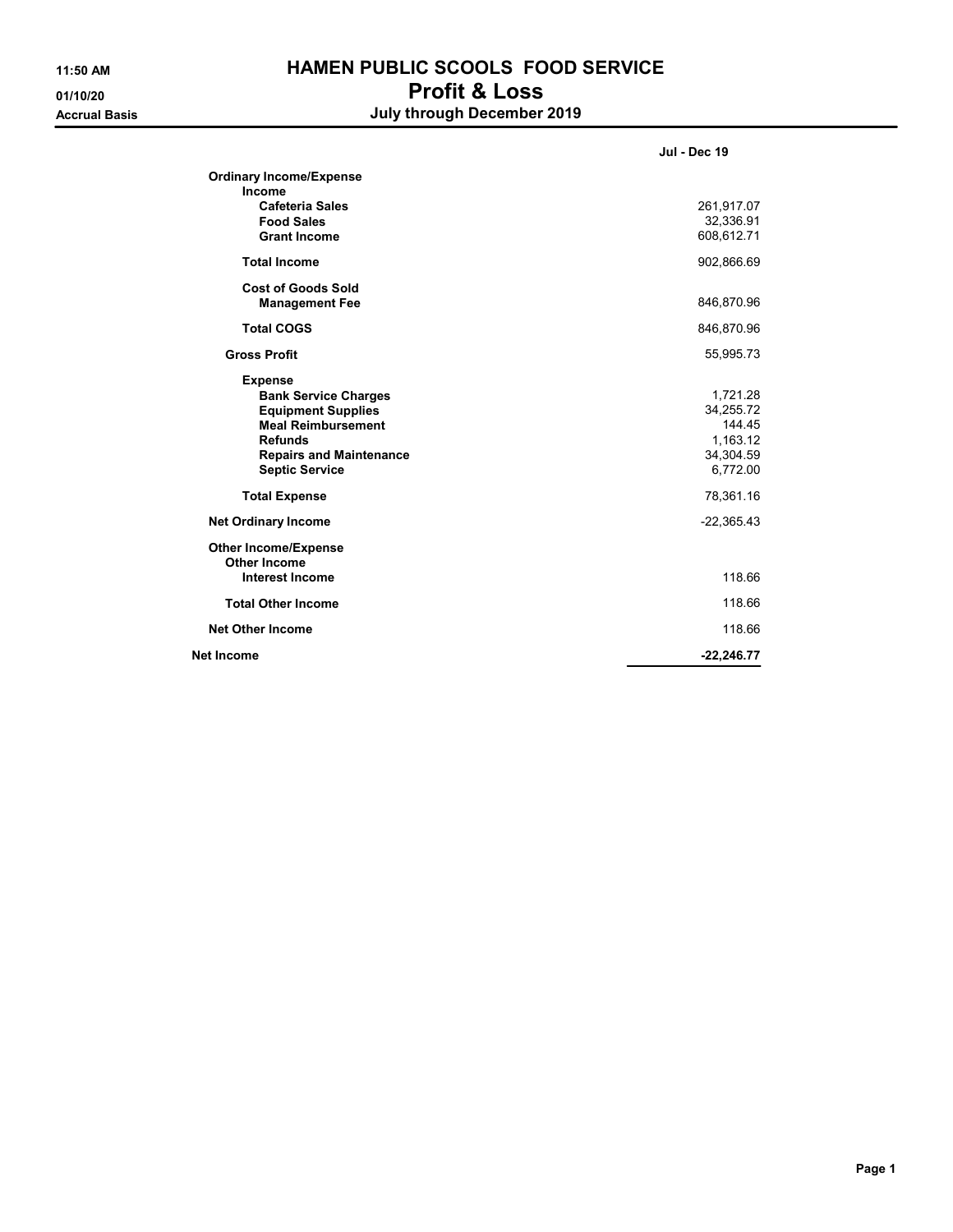**11:50 AM**
**01/10/20**
**Accrual Basis**

# HAMEN PUBLIC SCOOLS FOOD SERVICE
## Profit & Loss
### July through December 2019

| | Jul - Dec 19 |
|---|---|
| **Ordinary Income/Expense** | |
| **Income** | |
| **Cafeteria Sales** | 261,917.07 |
| **Food Sales** | 32,336.91 |
| **Grant Income** | 608,612.71 |
| **Total Income** | 902,866.69 |
| **Cost of Goods Sold** | |
| **Management Fee** | 846,870.96 |
| **Total COGS** | 846,870.96 |
| **Gross Profit** | 55,995.73 |
| **Expense** | |
| **Bank Service Charges** | 1,721.28 |
| **Equipment Supplies** | 34,255.72 |
| **Meal Reimbursement** | 144.45 |
| **Refunds** | 1,163.12 |
| **Repairs and Maintenance** | 34,304.59 |
| **Septic Service** | 6,772.00 |
| **Total Expense** | 78,361.16 |
| **Net Ordinary Income** | -22,365.43 |
| **Other Income/Expense** | |
| **Other Income** | |
| **Interest Income** | 118.66 |
| **Total Other Income** | 118.66 |
| **Net Other Income** | 118.66 |
| **Net Income** | **-22,246.77** |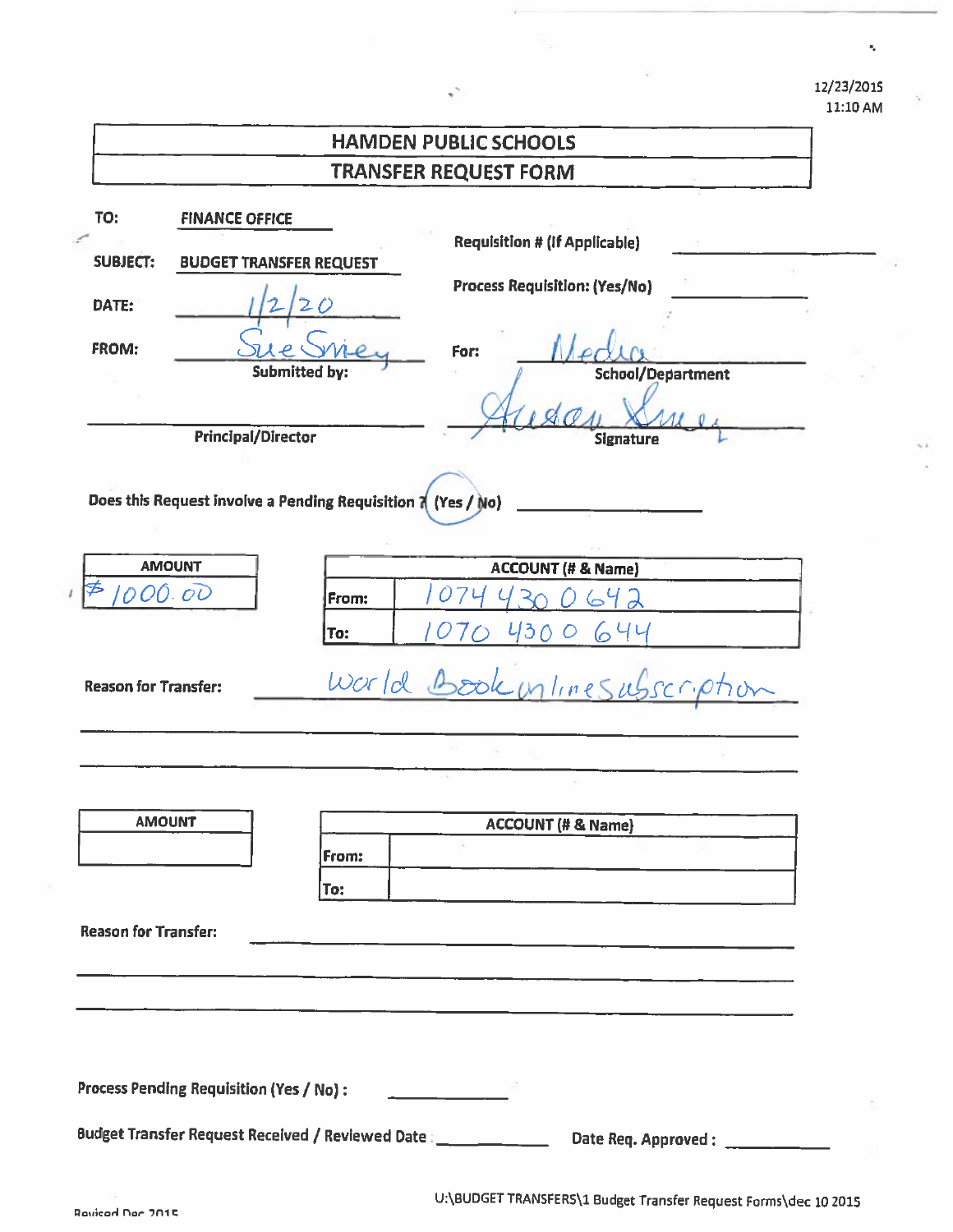12/23/2015
11:10 AM

# HAMDEN PUBLIC SCHOOLS
## TRANSFER REQUEST FORM

**TO:** FINANCE OFFICE

**SUBJECT:** BUDGET TRANSFER REQUEST

**DATE:** 1/2/20

**FROM:** Sue Smey
Submitted by:

**Requisition # (If Applicable)** ____________

**Process Requisition: (Yes/No)** ____________

**For:** Media
School/Department

____________ Principal/Director

Susan Smey
Signature

**Does this Request involve a Pending Requisition ? (Yes / No)** ____________ (No circled)

| AMOUNT |
|---|
| $1000.00 |

| ACCOUNT (# & Name) | |
|---|---|
| From: | 1074 430 0642 |
| To: | 1070 4300 644 |

**Reason for Transfer:** World Book online subscription

| AMOUNT |
|---|
| |

| ACCOUNT (# & Name) | |
|---|---|
| From: | |
| To: | |

**Reason for Transfer:** ____________

**Process Pending Requisition (Yes / No) :** ____________

**Budget Transfer Request Received / Reviewed Date** ____________ **Date Req. Approved :** ____________

Revised Dec 2015

U:\BUDGET TRANSFERS\1 Budget Transfer Request Forms\dec 10 2015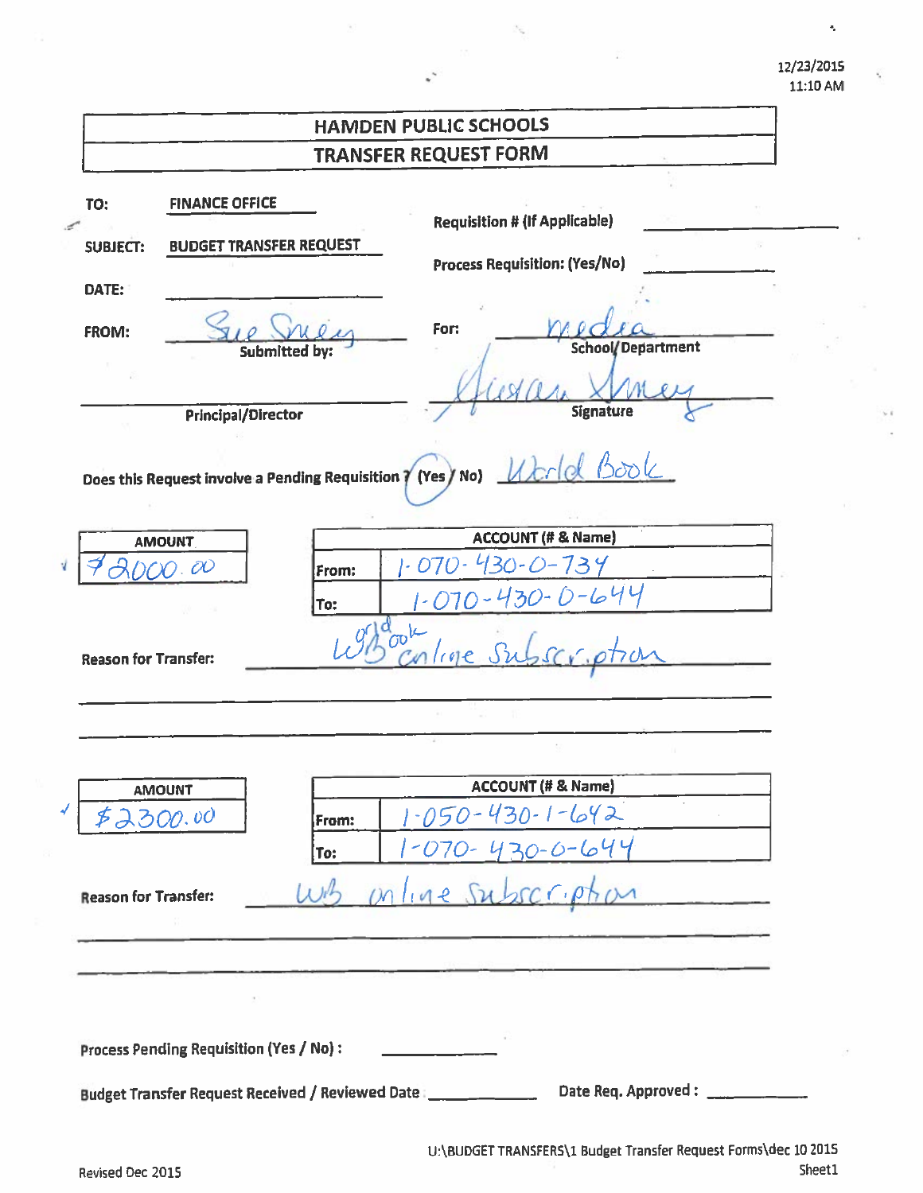12/23/2015
11:10 AM

# HAMDEN PUBLIC SCHOOLS
## TRANSFER REQUEST FORM

**TO:** FINANCE OFFICE

**SUBJECT:** BUDGET TRANSFER REQUEST

**DATE:** ______________

**FROM:** Sue Smey
Submitted by:

______________
Principal/Director

**Requisition # (If Applicable)** ______________

**Process Requisition: (Yes/No)** ______________

**For:** media
School/Department

Susan Smey
Signature

**Does this Request involve a Pending Requisition? (Yes / No)** (Yes circled) World Book

| AMOUNT | ACCOUNT (# & Name) | |
|---|---|---|
| $2000.00 | From: | 1-070-430-0-734 |
| | To: | 1-070-430-0-644 |

**Reason for Transfer:** World Book online Subscription

| AMOUNT | ACCOUNT (# & Name) | |
|---|---|---|
| $2300.00 | From: | 1-050-430-1-642 |
| | To: | 1-070-430-0-644 |

**Reason for Transfer:** WB online Subscription

**Process Pending Requisition (Yes / No):** ______________

**Budget Transfer Request Received / Reviewed Date** ______________ **Date Req. Approved:** ______________

Revised Dec 2015

U:\BUDGET TRANSFERS\1 Budget Transfer Request Forms\dec 10 2015
Sheet1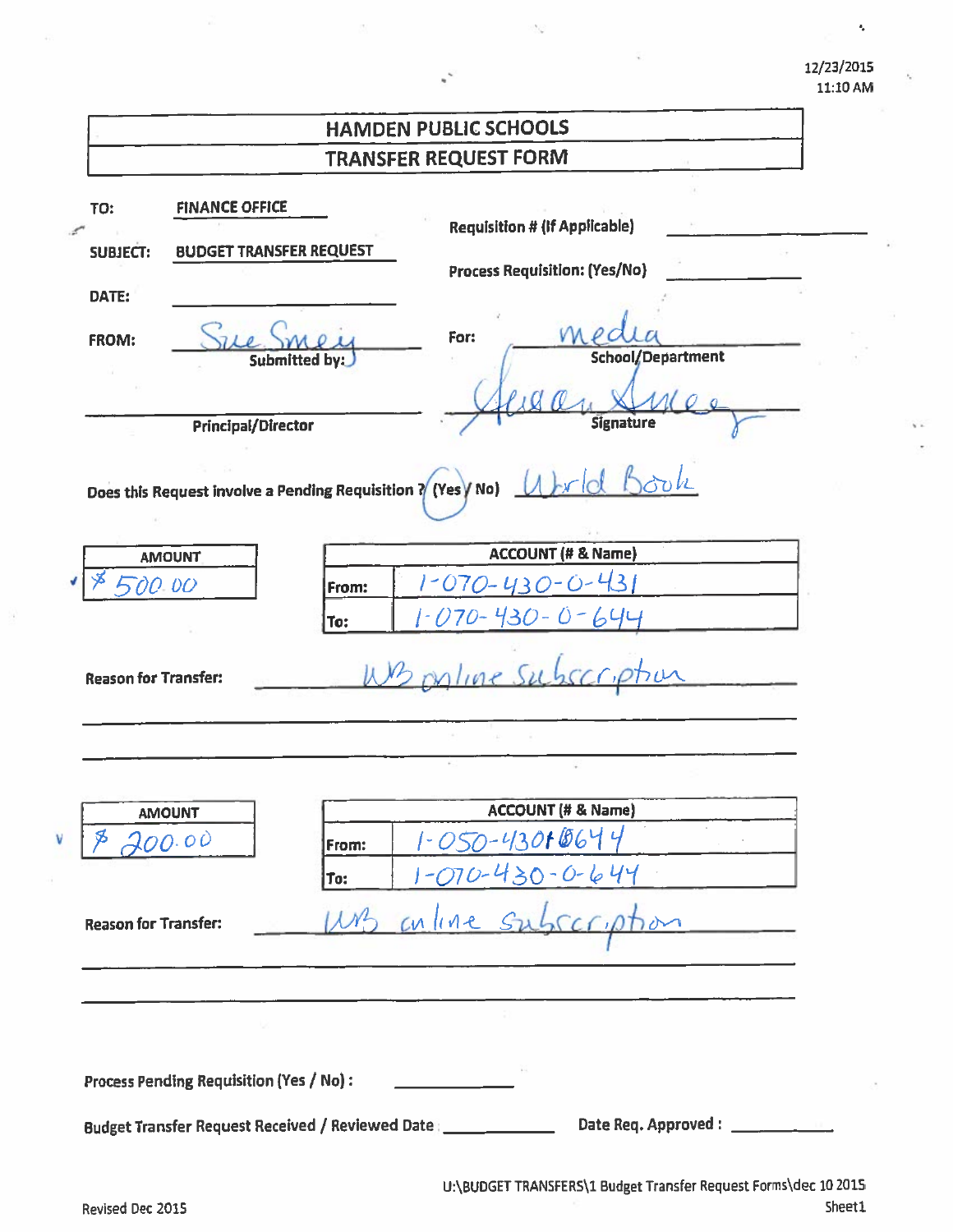12/23/2015
11:10 AM

# HAMDEN PUBLIC SCHOOLS
## TRANSFER REQUEST FORM

**TO:** FINANCE OFFICE

**SUBJECT:** BUDGET TRANSFER REQUEST

**DATE:** ____________

**FROM:** Sue Smeay
Submitted by:

____________
Principal/Director

**Requisition # (If Applicable)** ____________

**Process Requisition: (Yes/No)** ____________

**For:** media
School/Department

Susan Smeay
Signature

**Does this Request involve a Pending Requisition ? (Yes / No)** (Yes circled) World Book

| AMOUNT |
|---|
| $ 500.00 |

| ACCOUNT (# & Name) | |
|---|---|
| From: | 1-070-430-0-431 |
| To: | 1-070-430-0-644 |

**Reason for Transfer:** WB online subscription

| AMOUNT |
|---|
| $ 200.00 |

| ACCOUNT (# & Name) | |
|---|---|
| From: | 1-050-430-0644 |
| To: | 1-070-430-0-644 |

**Reason for Transfer:** WB online subscription

**Process Pending Requisition (Yes / No) :** ____________

**Budget Transfer Request Received / Reviewed Date** ____________ **Date Req. Approved :** ____________

Revised Dec 2015

U:\BUDGET TRANSFERS\1 Budget Transfer Request Forms\dec 10 2015
Sheet1